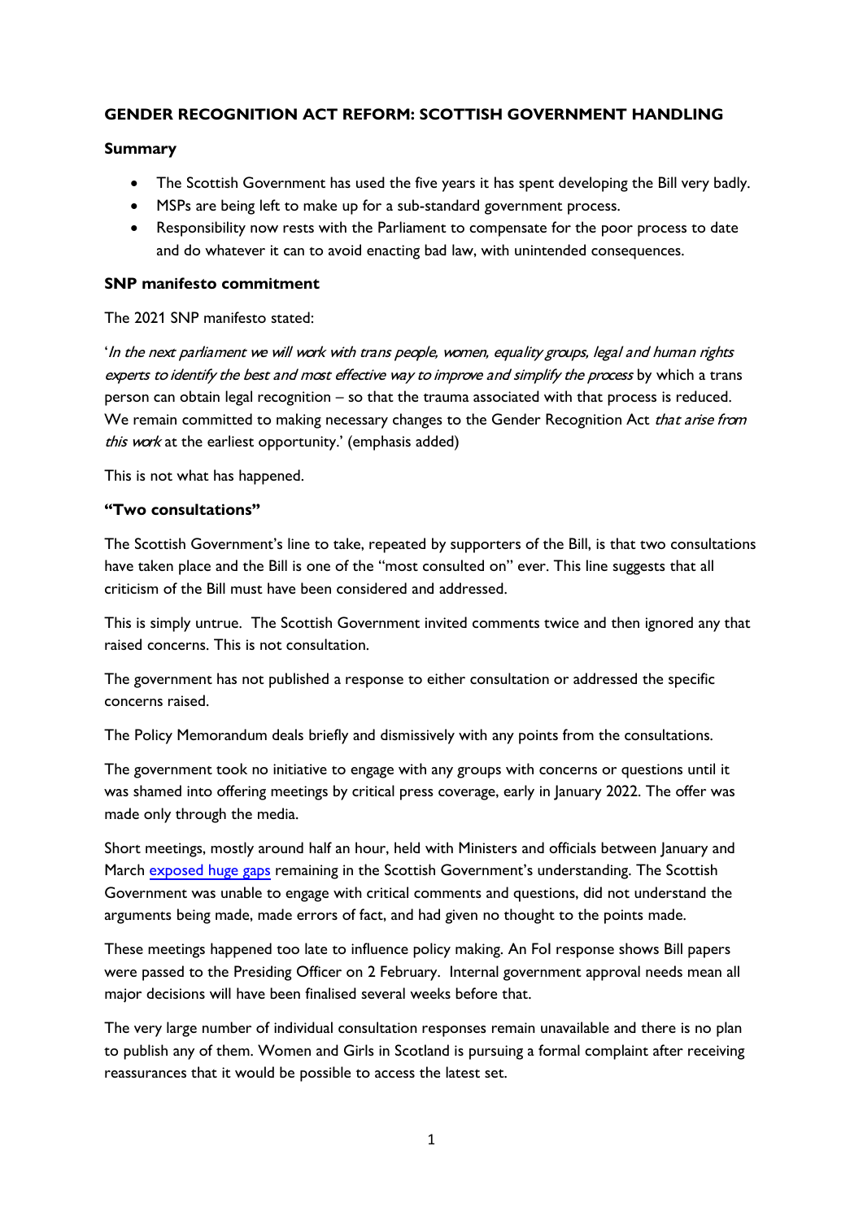## GENDER RECOGNITION ACT REFORM: SCOTTISH GOVERNMENT HANDLING

### Summary

- The Scottish Government has used the five years it has spent developing the Bill very badly.
- MSPs are being left to make up for a sub-standard government process.
- Responsibility now rests with the Parliament to compensate for the poor process to date and do whatever it can to avoid enacting bad law, with unintended consequences.

### SNP manifesto commitment

The 2021 SNP manifesto stated:

'*In the next parliament we will work with trans people, women, equality groups, legal and human rights experts to identify the best and most effective way to improve and simplify the process* by which a trans person can obtain legal recognition – so that the trauma associated with that process is reduced. We remain committed to making necessary changes to the Gender Recognition Act *that arise from this work* at the earliest opportunity.' (emphasis added)

This is not what has happened.

### "Two consultations"

The Scottish Government's line to take, repeated by supporters of the Bill, is that two consultations have taken place and the Bill is one of the "most consulted on" ever. This line suggests that all criticism of the Bill must have been considered and addressed.

This is simply untrue. The Scottish Government invited comments twice and then ignored any that raised concerns. This is not consultation.

The government has not published a response to either consultation or addressed the specific concerns raised.

The Policy Memorandum deals briefly and dismissively with any points from the consultations.

The government took no initiative to engage with any groups with concerns or questions until it was shamed into offering meetings by critical press coverage, early in January 2022. The offer was made only through the media.

Short meetings, mostly around half an hour, held with Ministers and officials between January and March exposed huge gaps remaining in the Scottish Government's understanding. The Scottish Government was unable to engage with critical comments and questions, did not understand the arguments being made, made errors of fact, and had given no thought to the points made.

These meetings happened too late to influence policy making. An FoI response shows Bill papers were passed to the Presiding Officer on 2 February. Internal government approval needs mean all major decisions will have been finalised several weeks before that.

The very large number of individual consultation responses remain unavailable and there is no plan to publish any of them. Women and Girls in Scotland is pursuing a formal complaint after receiving reassurances that it would be possible to access the latest set.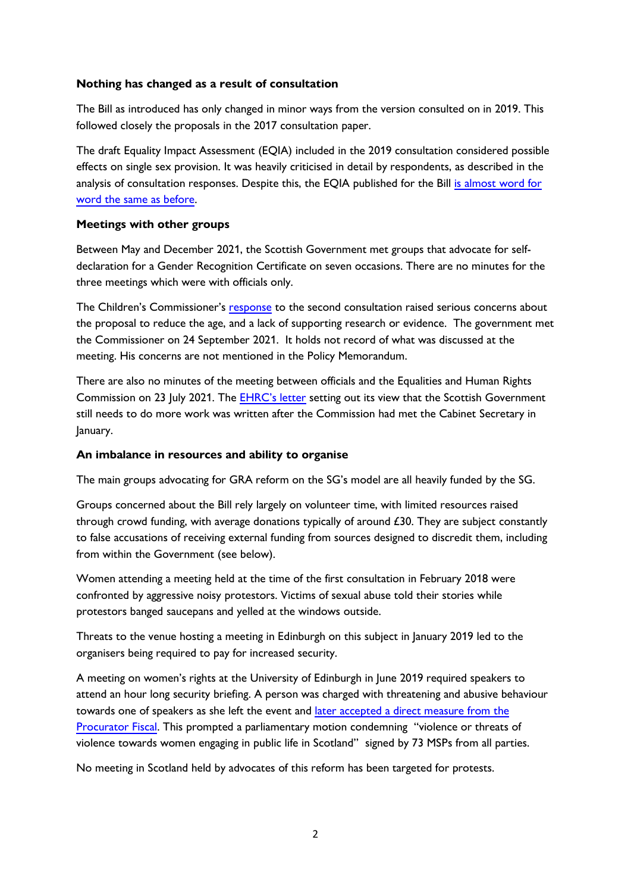**Nothing has changed as a result of consultation**

The Bill as introduced has only changed in minor ways from the version consulted on in 2019. This followed closely the proposals in the 2017 consultation paper.

The draft Equality Impact Assessment (EQIA) included in the 2019 consultation considered possible effects on single sex provision. It was heavily criticised in detail by respondents, as described in the analysis of consultation responses. Despite this, the EQIA published for the Bill is almost word for word the same as before.

**Meetings with other groups**

Between May and December 2021, the Scottish Government met groups that advocate for self-declaration for a Gender Recognition Certificate on seven occasions. There are no minutes for the three meetings which were with officials only.

The Children's Commissioner's response to the second consultation raised serious concerns about the proposal to reduce the age, and a lack of supporting research or evidence. The government met the Commissioner on 24 September 2021. It holds not record of what was discussed at the meeting. His concerns are not mentioned in the Policy Memorandum.

There are also no minutes of the meeting between officials and the Equalities and Human Rights Commission on 23 July 2021. The EHRC's letter setting out its view that the Scottish Government still needs to do more work was written after the Commission had met the Cabinet Secretary in January.

**An imbalance in resources and ability to organise**

The main groups advocating for GRA reform on the SG's model are all heavily funded by the SG.

Groups concerned about the Bill rely largely on volunteer time, with limited resources raised through crowd funding, with average donations typically of around £30. They are subject constantly to false accusations of receiving external funding from sources designed to discredit them, including from within the Government (see below).

Women attending a meeting held at the time of the first consultation in February 2018 were confronted by aggressive noisy protestors. Victims of sexual abuse told their stories while protestors banged saucepans and yelled at the windows outside.

Threats to the venue hosting a meeting in Edinburgh on this subject in January 2019 led to the organisers being required to pay for increased security.

A meeting on women's rights at the University of Edinburgh in June 2019 required speakers to attend an hour long security briefing. A person was charged with threatening and abusive behaviour towards one of speakers as she left the event and later accepted a direct measure from the Procurator Fiscal. This prompted a parliamentary motion condemning "violence or threats of violence towards women engaging in public life in Scotland" signed by 73 MSPs from all parties.

No meeting in Scotland held by advocates of this reform has been targeted for protests.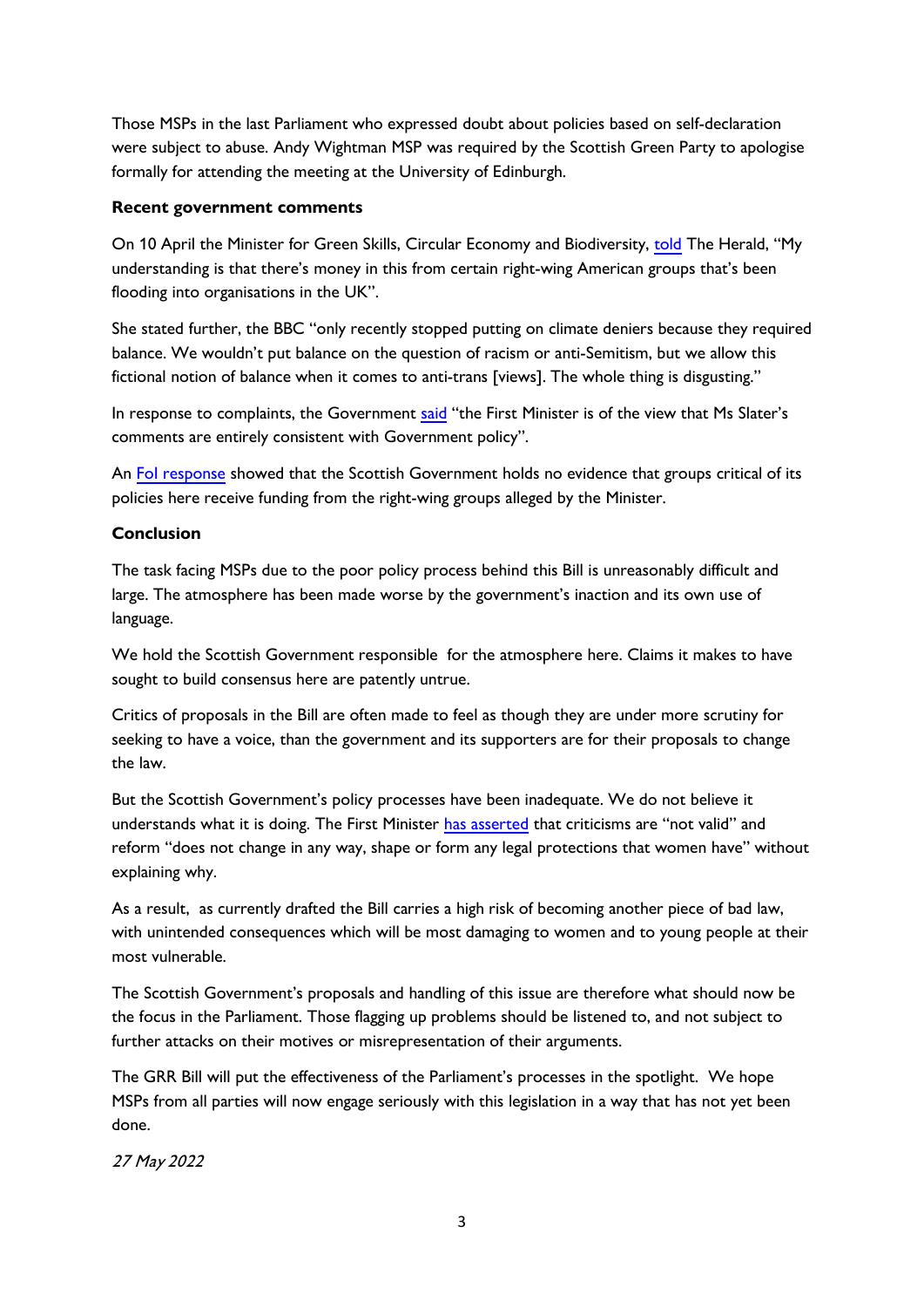Those MSPs in the last Parliament who expressed doubt about policies based on self-declaration were subject to abuse. Andy Wightman MSP was required by the Scottish Green Party to apologise formally for attending the meeting at the University of Edinburgh.

**Recent government comments**

On 10 April the Minister for Green Skills, Circular Economy and Biodiversity, told The Herald, "My understanding is that there's money in this from certain right-wing American groups that's been flooding into organisations in the UK".

She stated further, the BBC "only recently stopped putting on climate deniers because they required balance. We wouldn't put balance on the question of racism or anti-Semitism, but we allow this fictional notion of balance when it comes to anti-trans [views]. The whole thing is disgusting."

In response to complaints, the Government said "the First Minister is of the view that Ms Slater's comments are entirely consistent with Government policy".

An FoI response showed that the Scottish Government holds no evidence that groups critical of its policies here receive funding from the right-wing groups alleged by the Minister.

**Conclusion**

The task facing MSPs due to the poor policy process behind this Bill is unreasonably difficult and large. The atmosphere has been made worse by the government's inaction and its own use of language.

We hold the Scottish Government responsible for the atmosphere here. Claims it makes to have sought to build consensus here are patently untrue.

Critics of proposals in the Bill are often made to feel as though they are under more scrutiny for seeking to have a voice, than the government and its supporters are for their proposals to change the law.

But the Scottish Government's policy processes have been inadequate. We do not believe it understands what it is doing. The First Minister has asserted that criticisms are "not valid" and reform "does not change in any way, shape or form any legal protections that women have" without explaining why.

As a result, as currently drafted the Bill carries a high risk of becoming another piece of bad law, with unintended consequences which will be most damaging to women and to young people at their most vulnerable.

The Scottish Government's proposals and handling of this issue are therefore what should now be the focus in the Parliament. Those flagging up problems should be listened to, and not subject to further attacks on their motives or misrepresentation of their arguments.

The GRR Bill will put the effectiveness of the Parliament's processes in the spotlight. We hope MSPs from all parties will now engage seriously with this legislation in a way that has not yet been done.

*27 May 2022*